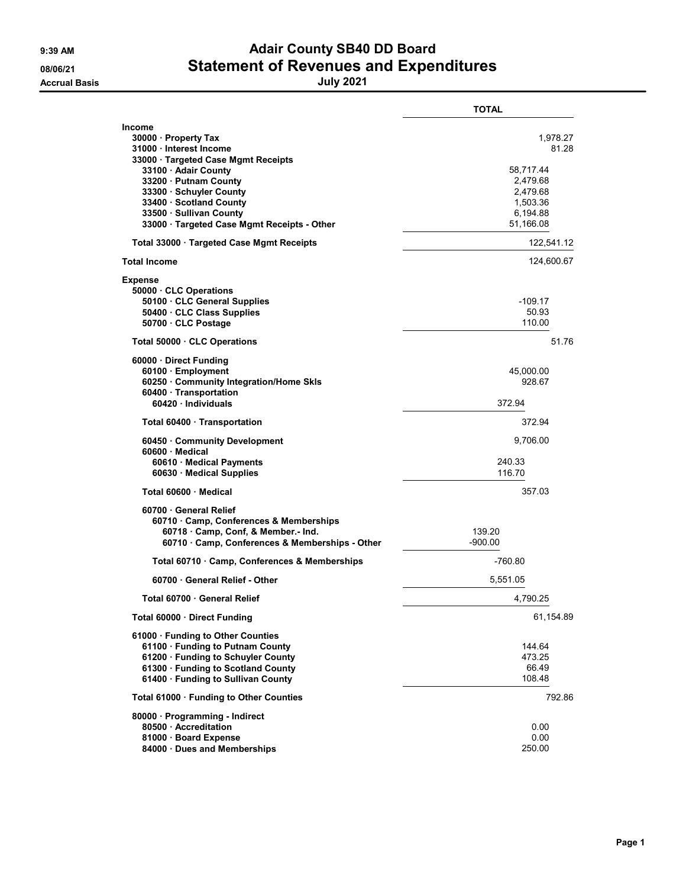# Adair County SB40 DD Board

## Statement of Revenues and Expenditures

**July 2021**

9:39 AM
08/06/21
Accrual Basis

| | | TOTAL |
|---|---|---|
| **Income** | | |
| 30000 · Property Tax | | 1,978.27 |
| 31000 · Interest Income | | 81.28 |
| 33000 · Targeted Case Mgmt Receipts | | |
| 33100 · Adair County | 58,717.44 | |
| 33200 · Putnam County | 2,479.68 | |
| 33300 · Schuyler County | 2,479.68 | |
| 33400 · Scotland County | 1,503.36 | |
| 33500 · Sullivan County | 6,194.88 | |
| 33000 · Targeted Case Mgmt Receipts - Other | 51,166.08 | |
| Total 33000 · Targeted Case Mgmt Receipts | | 122,541.12 |
| **Total Income** | | 124,600.67 |
| **Expense** | | |
| 50000 · CLC Operations | | |
| 50100 · CLC General Supplies | -109.17 | |
| 50400 · CLC Class Supplies | 50.93 | |
| 50700 · CLC Postage | 110.00 | |
| Total 50000 · CLC Operations | | 51.76 |
| 60000 · Direct Funding | | |
| 60100 · Employment | 45,000.00 | |
| 60250 · Community Integration/Home Skls | 928.67 | |
| 60400 · Transportation | | |
| 60420 · Individuals | 372.94 | |
| Total 60400 · Transportation | 372.94 | |
| 60450 · Community Development | 9,706.00 | |
| 60600 · Medical | | |
| 60610 · Medical Payments | 240.33 | |
| 60630 · Medical Supplies | 116.70 | |
| Total 60600 · Medical | 357.03 | |
| 60700 · General Relief | | |
| 60710 · Camp, Conferences & Memberships | | |
| 60718 · Camp, Conf, & Member.- Ind. | 139.20 | |
| 60710 · Camp, Conferences & Memberships - Other | -900.00 | |
| Total 60710 · Camp, Conferences & Memberships | -760.80 | |
| 60700 · General Relief - Other | 5,551.05 | |
| Total 60700 · General Relief | 4,790.25 | |
| Total 60000 · Direct Funding | | 61,154.89 |
| 61000 · Funding to Other Counties | | |
| 61100 · Funding to Putnam County | 144.64 | |
| 61200 · Funding to Schuyler County | 473.25 | |
| 61300 · Funding to Scotland County | 66.49 | |
| 61400 · Funding to Sullivan County | 108.48 | |
| Total 61000 · Funding to Other Counties | | 792.86 |
| 80000 · Programming - Indirect | | |
| 80500 · Accreditation | 0.00 | |
| 81000 · Board Expense | 0.00 | |
| 84000 · Dues and Memberships | 250.00 | |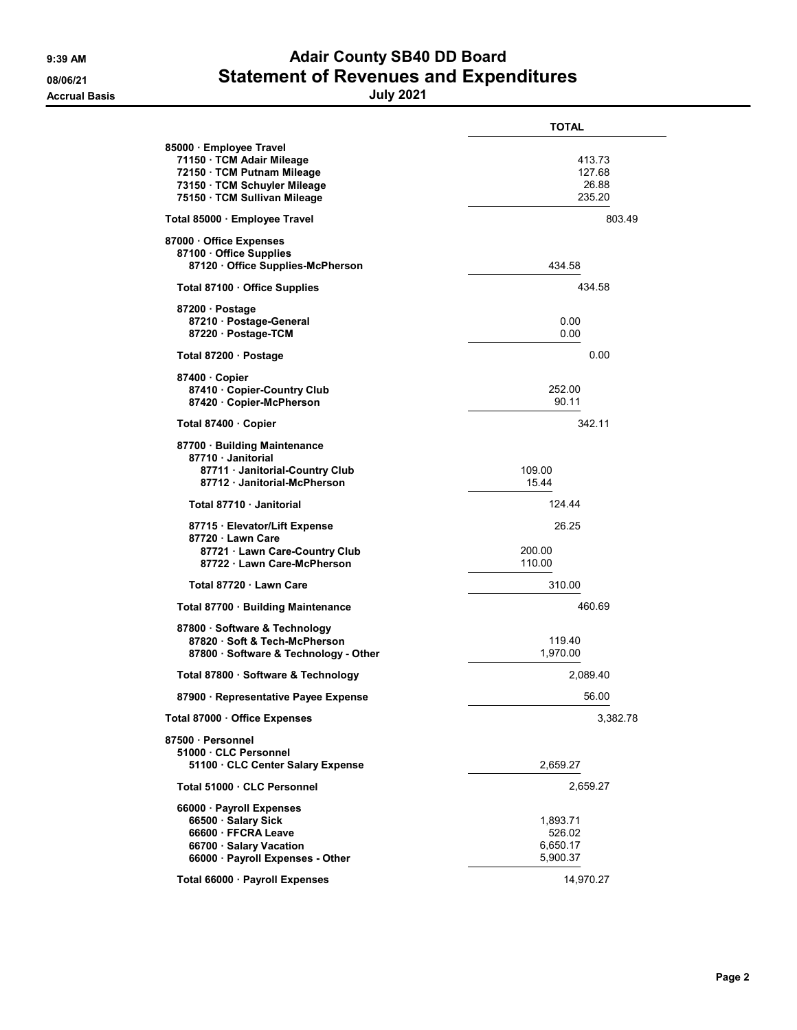# Adair County SB40 DD Board

## Statement of Revenues and Expenditures

**July 2021**

9:39 AM
08/06/21
Accrual Basis

| | | TOTAL |
|---|---|---|
| **85000 · Employee Travel** | | |
| 71150 · TCM Adair Mileage | | 413.73 |
| 72150 · TCM Putnam Mileage | | 127.68 |
| 73150 · TCM Schuyler Mileage | | 26.88 |
| 75150 · TCM Sullivan Mileage | | 235.20 |
| **Total 85000 · Employee Travel** | | 803.49 |
| **87000 · Office Expenses** | | |
| 87100 · Office Supplies | | |
| 87120 · Office Supplies-McPherson | 434.58 | |
| **Total 87100 · Office Supplies** | | 434.58 |
| 87200 · Postage | | |
| 87210 · Postage-General | 0.00 | |
| 87220 · Postage-TCM | 0.00 | |
| **Total 87200 · Postage** | | 0.00 |
| 87400 · Copier | | |
| 87410 · Copier-Country Club | 252.00 | |
| 87420 · Copier-McPherson | 90.11 | |
| **Total 87400 · Copier** | | 342.11 |
| 87700 · Building Maintenance | | |
| 87710 · Janitorial | | |
| 87711 · Janitorial-Country Club | 109.00 | |
| 87712 · Janitorial-McPherson | 15.44 | |
| **Total 87710 · Janitorial** | 124.44 | |
| 87715 · Elevator/Lift Expense | 26.25 | |
| 87720 · Lawn Care | | |
| 87721 · Lawn Care-Country Club | 200.00 | |
| 87722 · Lawn Care-McPherson | 110.00 | |
| **Total 87720 · Lawn Care** | 310.00 | |
| **Total 87700 · Building Maintenance** | | 460.69 |
| 87800 · Software & Technology | | |
| 87820 · Soft & Tech-McPherson | 119.40 | |
| 87800 · Software & Technology - Other | 1,970.00 | |
| **Total 87800 · Software & Technology** | | 2,089.40 |
| 87900 · Representative Payee Expense | | 56.00 |
| **Total 87000 · Office Expenses** | | 3,382.78 |
| **87500 · Personnel** | | |
| 51000 · CLC Personnel | | |
| 51100 · CLC Center Salary Expense | 2,659.27 | |
| **Total 51000 · CLC Personnel** | | 2,659.27 |
| 66000 · Payroll Expenses | | |
| 66500 · Salary Sick | 1,893.71 | |
| 66600 · FFCRA Leave | 526.02 | |
| 66700 · Salary Vacation | 6,650.17 | |
| 66000 · Payroll Expenses - Other | 5,900.37 | |
| **Total 66000 · Payroll Expenses** | | 14,970.27 |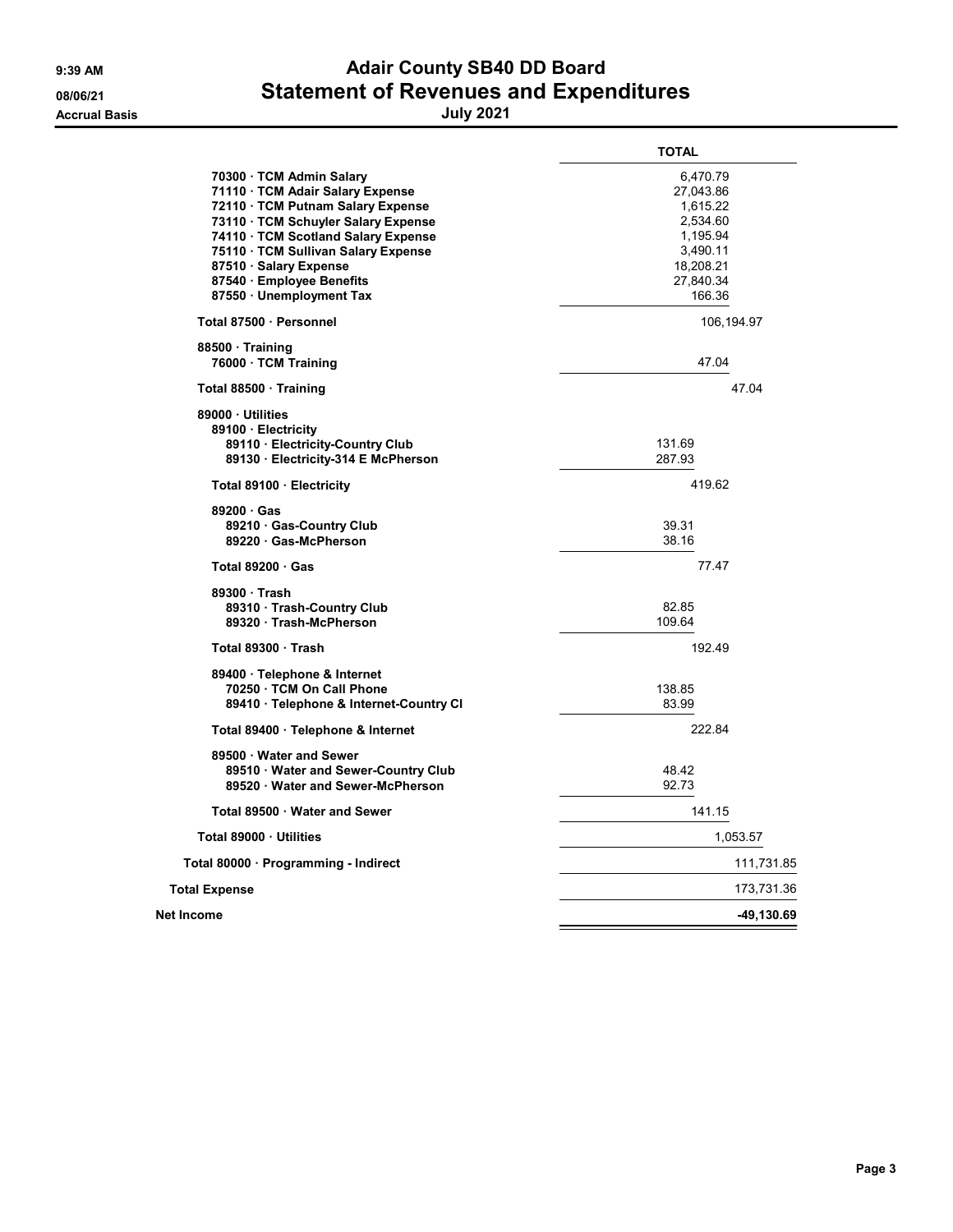# Adair County SB40 DD Board
## Statement of Revenues and Expenditures
### July 2021

9:39 AM
08/06/21
Accrual Basis

| | TOTAL | | |
|---|---|---|---|
| 70300 · TCM Admin Salary | 6,470.79 | | |
| 71110 · TCM Adair Salary Expense | 27,043.86 | | |
| 72110 · TCM Putnam Salary Expense | 1,615.22 | | |
| 73110 · TCM Schuyler Salary Expense | 2,534.60 | | |
| 74110 · TCM Scotland Salary Expense | 1,195.94 | | |
| 75110 · TCM Sullivan Salary Expense | 3,490.11 | | |
| 87510 · Salary Expense | 18,208.21 | | |
| 87540 · Employee Benefits | 27,840.34 | | |
| 87550 · Unemployment Tax | 166.36 | | |
| **Total 87500 · Personnel** | | | 106,194.97 |
| **88500 · Training** | | | |
| 76000 · TCM Training | | | 47.04 |
| **Total 88500 · Training** | | | 47.04 |
| **89000 · Utilities** | | | |
| **89100 · Electricity** | | | |
| 89110 · Electricity-Country Club | 131.69 | | |
| 89130 · Electricity-314 E McPherson | 287.93 | | |
| **Total 89100 · Electricity** | | 419.62 | |
| **89200 · Gas** | | | |
| 89210 · Gas-Country Club | 39.31 | | |
| 89220 · Gas-McPherson | 38.16 | | |
| **Total 89200 · Gas** | | 77.47 | |
| **89300 · Trash** | | | |
| 89310 · Trash-Country Club | 82.85 | | |
| 89320 · Trash-McPherson | 109.64 | | |
| **Total 89300 · Trash** | | 192.49 | |
| **89400 · Telephone & Internet** | | | |
| 70250 · TCM On Call Phone | 138.85 | | |
| 89410 · Telephone & Internet-Country Cl | 83.99 | | |
| **Total 89400 · Telephone & Internet** | | 222.84 | |
| **89500 · Water and Sewer** | | | |
| 89510 · Water and Sewer-Country Club | 48.42 | | |
| 89520 · Water and Sewer-McPherson | 92.73 | | |
| **Total 89500 · Water and Sewer** | | 141.15 | |
| **Total 89000 · Utilities** | | 1,053.57 | |
| **Total 80000 · Programming - Indirect** | | | 111,731.85 |
| **Total Expense** | | | 173,731.36 |
| **Net Income** | | | **-49,130.69** |